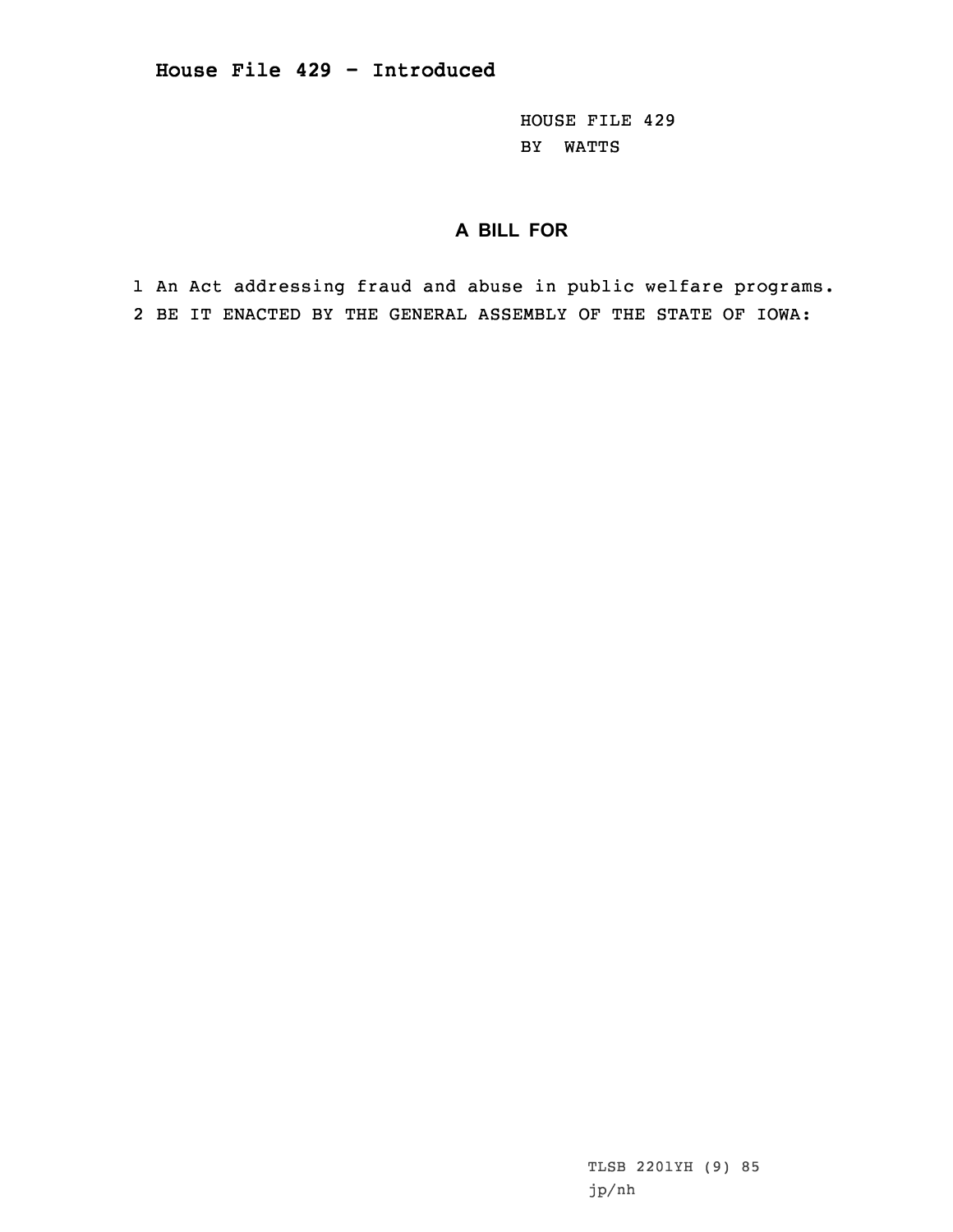# House File 429 - Introduced

HOUSE FILE 429
BY WATTS

## A BILL FOR

1 An Act addressing fraud and abuse in public welfare programs.
2 BE IT ENACTED BY THE GENERAL ASSEMBLY OF THE STATE OF IOWA:

TLSB 2201YH (9) 85
jp/nh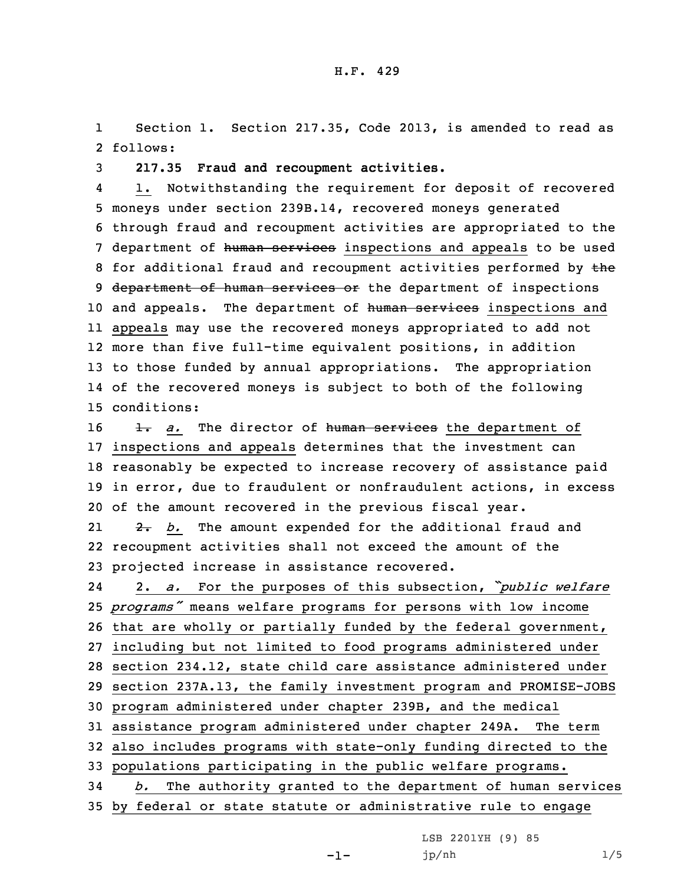Section 1. Section 217.35, Code 2013, is amended to read as follows:

**217.35 Fraud and recoupment activities.**

1. Notwithstanding the requirement for deposit of recovered moneys under section 239B.14, recovered moneys generated through fraud and recoupment activities are appropriated to the department of ~~human services~~ inspections and appeals to be used for additional fraud and recoupment activities performed by ~~the department of human services or~~ the department of inspections and appeals. The department of ~~human services~~ inspections and appeals may use the recovered moneys appropriated to add not more than five full-time equivalent positions, in addition to those funded by annual appropriations. The appropriation of the recovered moneys is subject to both of the following conditions:

~~1.~~ *a.* The director of ~~human services~~ the department of inspections and appeals determines that the investment can reasonably be expected to increase recovery of assistance paid in error, due to fraudulent or nonfraudulent actions, in excess of the amount recovered in the previous fiscal year.

~~2.~~ *b.* The amount expended for the additional fraud and recoupment activities shall not exceed the amount of the projected increase in assistance recovered.

2. *a.* For the purposes of this subsection, *"public welfare programs"* means welfare programs for persons with low income that are wholly or partially funded by the federal government, including but not limited to food programs administered under section 234.12, state child care assistance administered under section 237A.13, the family investment program and PROMISE-JOBS program administered under chapter 239B, and the medical assistance program administered under chapter 249A. The term also includes programs with state-only funding directed to the populations participating in the public welfare programs.

*b.* The authority granted to the department of human services by federal or state statute or administrative rule to engage

LSB 2201YH (9) 85

jp/nh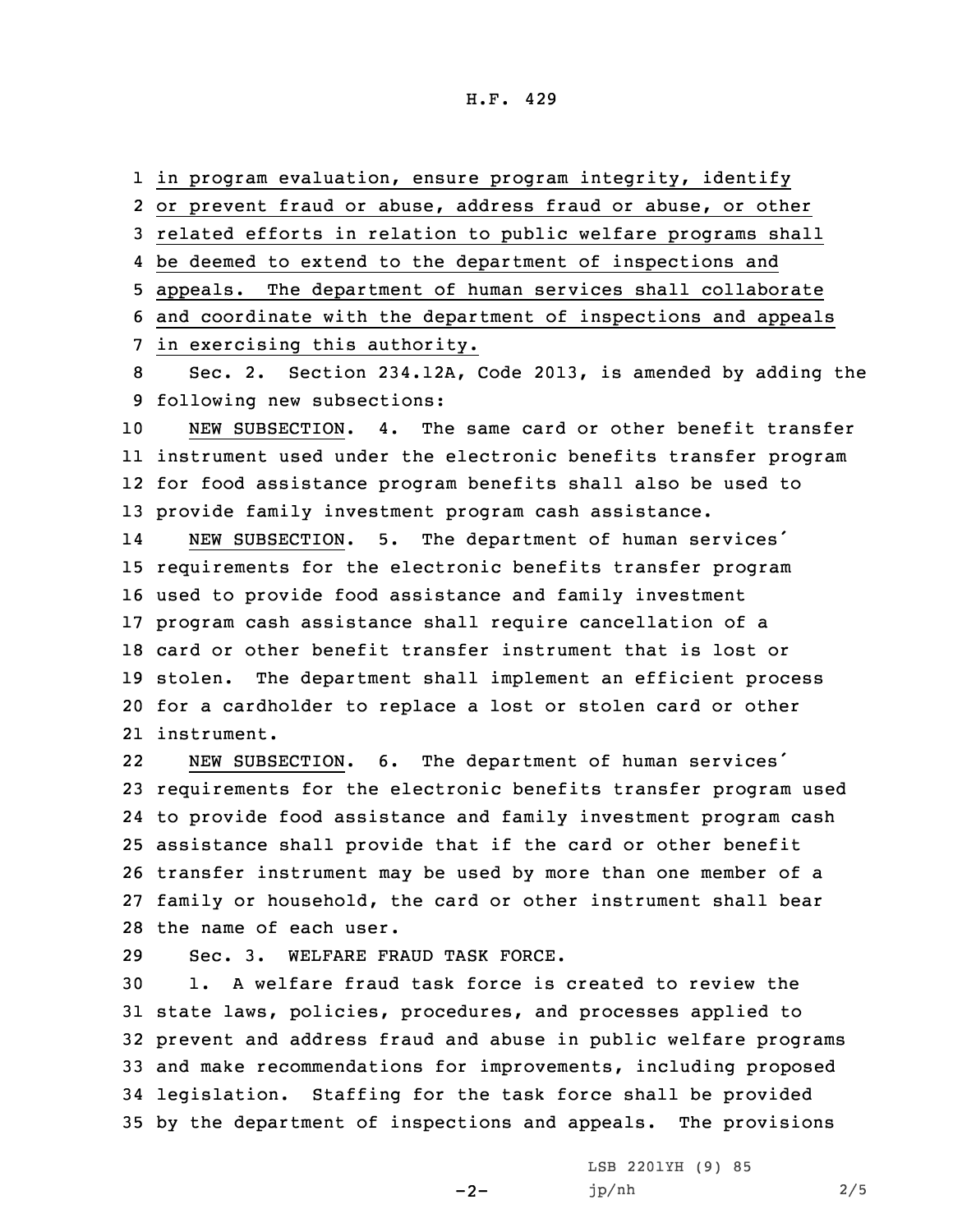in program evaluation, ensure program integrity, identify or prevent fraud or abuse, address fraud or abuse, or other related efforts in relation to public welfare programs shall be deemed to extend to the department of inspections and appeals. The department of human services shall collaborate and coordinate with the department of inspections and appeals in exercising this authority.

Sec. 2. Section 234.12A, Code 2013, is amended by adding the following new subsections:

NEW SUBSECTION. 4. The same card or other benefit transfer instrument used under the electronic benefits transfer program for food assistance program benefits shall also be used to provide family investment program cash assistance.

NEW SUBSECTION. 5. The department of human services' requirements for the electronic benefits transfer program used to provide food assistance and family investment program cash assistance shall require cancellation of a card or other benefit transfer instrument that is lost or stolen. The department shall implement an efficient process for a cardholder to replace a lost or stolen card or other instrument.

NEW SUBSECTION. 6. The department of human services' requirements for the electronic benefits transfer program used to provide food assistance and family investment program cash assistance shall provide that if the card or other benefit transfer instrument may be used by more than one member of a family or household, the card or other instrument shall bear the name of each user.

Sec. 3. WELFARE FRAUD TASK FORCE.

1. A welfare fraud task force is created to review the state laws, policies, procedures, and processes applied to prevent and address fraud and abuse in public welfare programs and make recommendations for improvements, including proposed legislation. Staffing for the task force shall be provided by the department of inspections and appeals. The provisions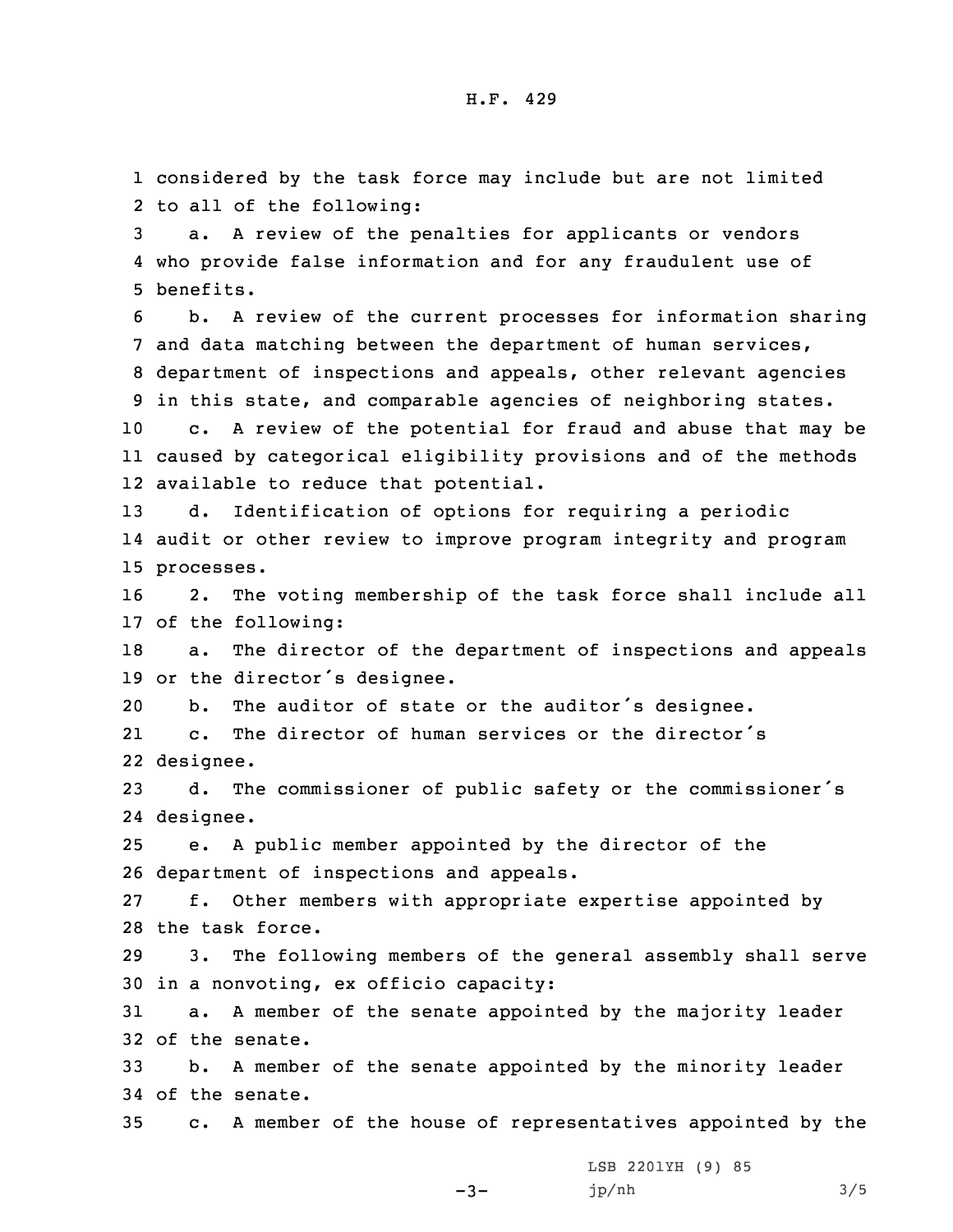considered by the task force may include but are not limited to all of the following:

a. A review of the penalties for applicants or vendors who provide false information and for any fraudulent use of benefits.

b. A review of the current processes for information sharing and data matching between the department of human services, department of inspections and appeals, other relevant agencies in this state, and comparable agencies of neighboring states.

c. A review of the potential for fraud and abuse that may be caused by categorical eligibility provisions and of the methods available to reduce that potential.

d. Identification of options for requiring a periodic audit or other review to improve program integrity and program processes.

2. The voting membership of the task force shall include all of the following:

a. The director of the department of inspections and appeals or the director's designee.

b. The auditor of state or the auditor's designee.

c. The director of human services or the director's designee.

d. The commissioner of public safety or the commissioner's designee.

e. A public member appointed by the director of the department of inspections and appeals.

f. Other members with appropriate expertise appointed by the task force.

3. The following members of the general assembly shall serve in a nonvoting, ex officio capacity:

a. A member of the senate appointed by the majority leader of the senate.

b. A member of the senate appointed by the minority leader of the senate.

c. A member of the house of representatives appointed by the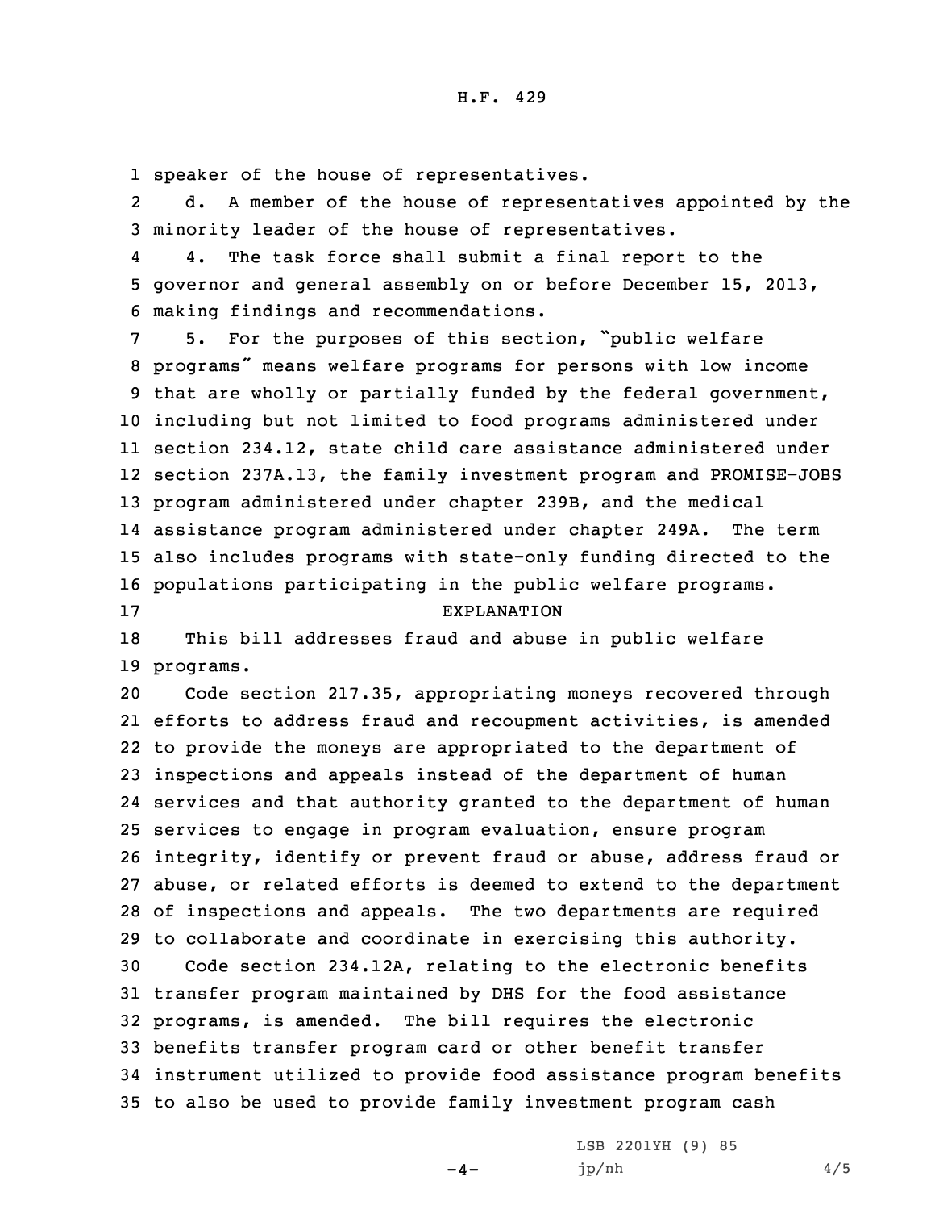speaker of the house of representatives.

d. A member of the house of representatives appointed by the minority leader of the house of representatives.

4. The task force shall submit a final report to the governor and general assembly on or before December 15, 2013, making findings and recommendations.

5. For the purposes of this section, "public welfare programs" means welfare programs for persons with low income that are wholly or partially funded by the federal government, including but not limited to food programs administered under section 234.12, state child care assistance administered under section 237A.13, the family investment program and PROMISE-JOBS program administered under chapter 239B, and the medical assistance program administered under chapter 249A. The term also includes programs with state-only funding directed to the populations participating in the public welfare programs.

EXPLANATION

This bill addresses fraud and abuse in public welfare programs.

Code section 217.35, appropriating moneys recovered through efforts to address fraud and recoupment activities, is amended to provide the moneys are appropriated to the department of inspections and appeals instead of the department of human services and that authority granted to the department of human services to engage in program evaluation, ensure program integrity, identify or prevent fraud or abuse, address fraud or abuse, or related efforts is deemed to extend to the department of inspections and appeals. The two departments are required to collaborate and coordinate in exercising this authority.

Code section 234.12A, relating to the electronic benefits transfer program maintained by DHS for the food assistance programs, is amended. The bill requires the electronic benefits transfer program card or other benefit transfer instrument utilized to provide food assistance program benefits to also be used to provide family investment program cash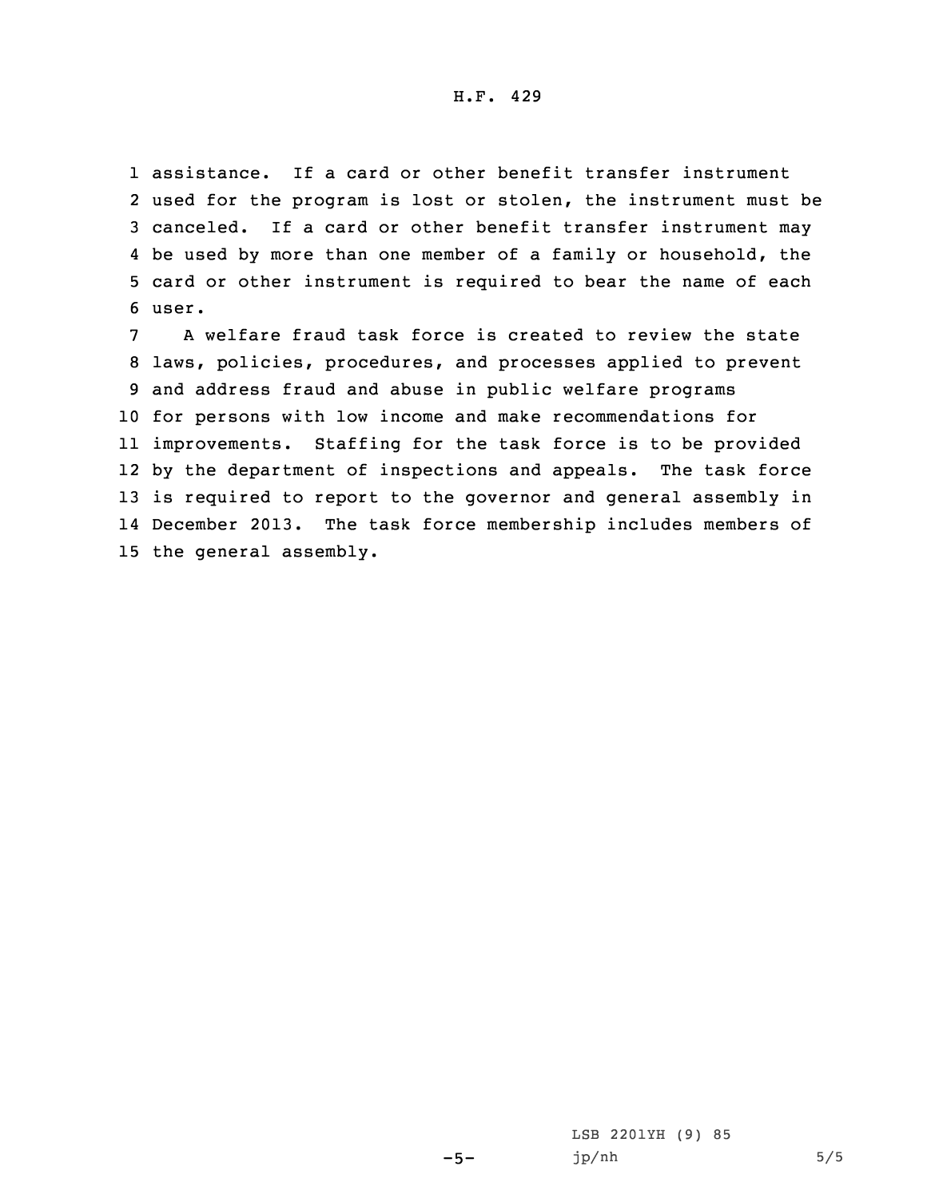assistance. If a card or other benefit transfer instrument used for the program is lost or stolen, the instrument must be canceled. If a card or other benefit transfer instrument may be used by more than one member of a family or household, the card or other instrument is required to bear the name of each user.

A welfare fraud task force is created to review the state laws, policies, procedures, and processes applied to prevent and address fraud and abuse in public welfare programs for persons with low income and make recommendations for improvements. Staffing for the task force is to be provided by the department of inspections and appeals. The task force is required to report to the governor and general assembly in December 2013. The task force membership includes members of the general assembly.

LSB 2201YH (9) 85
jp/nh